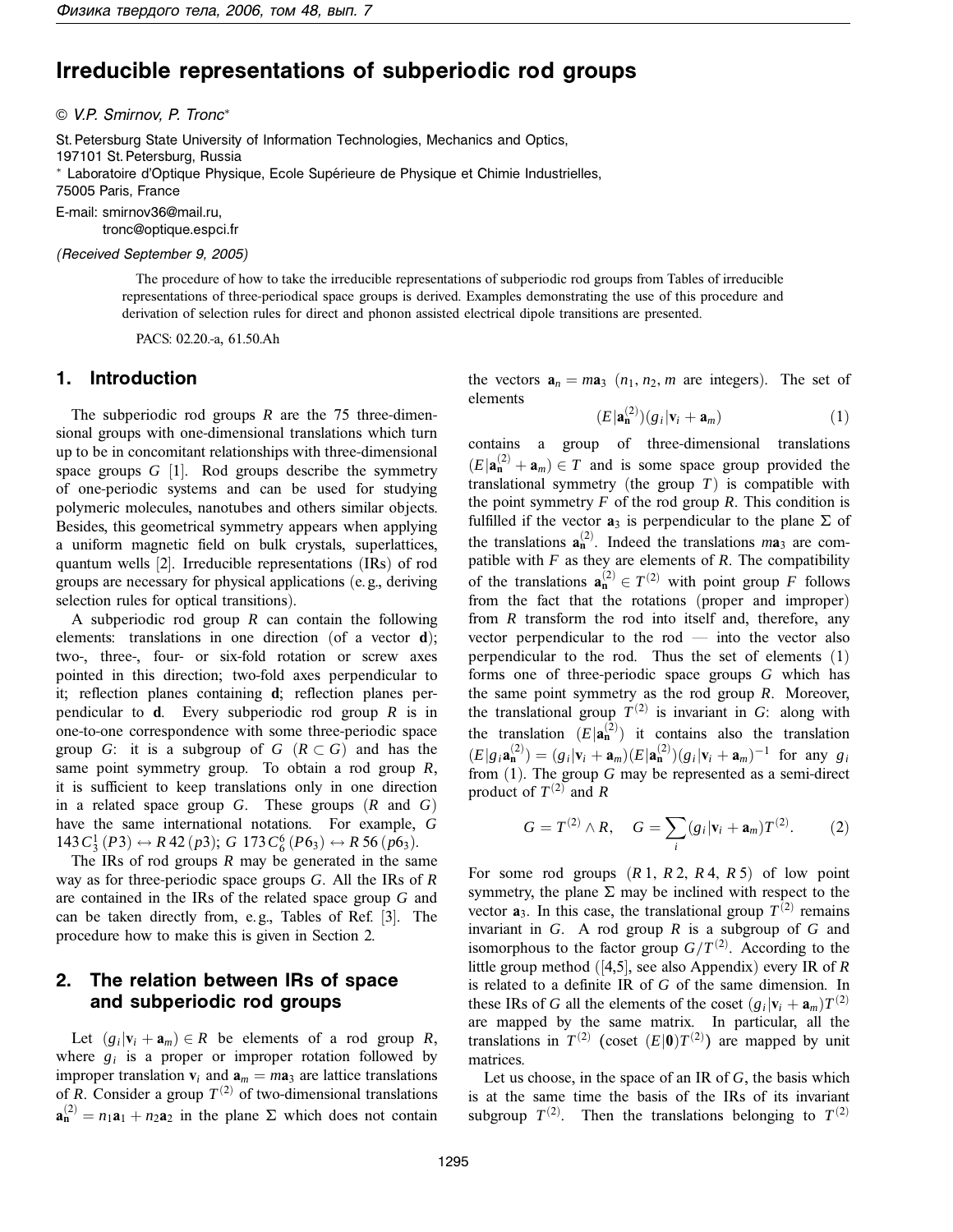# Irreducible representations of subperiodic rod groups

© V.P. Smirnov, P. Tronc*

St. Petersburg State University of Information Technologies, Mechanics and Optics,
197101 St. Petersburg, Russia
* Laboratoire d'Optique Physique, Ecole Supérieure de Physique et Chimie Industrielles,
75005 Paris, France

E-mail: smirnov36@mail.ru,
tronc@optique.espci.fr

*(Received September 9, 2005)*

The procedure of how to take the irreducible representations of subperiodic rod groups from Tables of irreducible representations of three-periodical space groups is derived. Examples demonstrating the use of this procedure and derivation of selection rules for direct and phonon assisted electrical dipole transitions are presented.

PACS: 02.20.-a, 61.50.Ah

## 1. Introduction

The subperiodic rod groups $R$ are the 75 three-dimensional groups with one-dimensional translations which turn up to be in concomitant relationships with three-dimensional space groups $G$ [1]. Rod groups describe the symmetry of one-periodic systems and can be used for studying polymeric molecules, nanotubes and others similar objects. Besides, this geometrical symmetry appears when applying a uniform magnetic field on bulk crystals, superlattices, quantum wells [2]. Irreducible representations (IRs) of rod groups are necessary for physical applications (e.g., deriving selection rules for optical transitions).

A subperiodic rod group $R$ can contain the following elements: translations in one direction (of a vector $\mathbf{d}$); two-, three-, four- or six-fold rotation or screw axes pointed in this direction; two-fold axes perpendicular to it; reflection planes containing $\mathbf{d}$; reflection planes perpendicular to $\mathbf{d}$. Every subperiodic rod group $R$ is in one-to-one correspondence with some three-periodic space group $G$: it is a subgroup of $G$ ($R \subset G$) and has the same point symmetry group. To obtain a rod group $R$, it is sufficient to keep translations only in one direction in a related space group $G$. These groups ($R$ and $G$) have the same international notations. For example, $G$ $143\,C_3^1\,(P3) \leftrightarrow R\,42\,(p3)$; $G$ $173\,C_6^6\,(P6_3) \leftrightarrow R\,56\,(p6_3)$.

The IRs of rod groups $R$ may be generated in the same way as for three-periodic space groups $G$. All the IRs of $R$ are contained in the IRs of the related space group $G$ and can be taken directly from, e.g., Tables of Ref. [3]. The procedure how to make this is given in Section 2.

## 2. The relation between IRs of space and subperiodic rod groups

Let $(g_i|\mathbf{v}_i + \mathbf{a}_m) \in R$ be elements of a rod group $R$, where $g_i$ is a proper or improper rotation followed by improper translation $\mathbf{v}_i$ and $\mathbf{a}_m = m\mathbf{a}_3$ are lattice translations of $R$. Consider a group $T^{(2)}$ of two-dimensional translations $\mathbf{a}_\mathbf{n}^{(2)} = n_1\mathbf{a}_1 + n_2\mathbf{a}_2$ in the plane $\Sigma$ which does not contain the vectors $\mathbf{a}_n = m\mathbf{a}_3$ ($n_1, n_2, m$ are integers). The set of elements

$$(E|\mathbf{a}_\mathbf{n}^{(2)})(g_i|\mathbf{v}_i + \mathbf{a}_m) \tag{1}$$

contains a group of three-dimensional translations $(E|\mathbf{a}_\mathbf{n}^{(2)} + \mathbf{a}_m) \in T$ and is some space group provided the translational symmetry (the group $T$) is compatible with the point symmetry $F$ of the rod group $R$. This condition is fulfilled if the vector $\mathbf{a}_3$ is perpendicular to the plane $\Sigma$ of the translations $\mathbf{a}_\mathbf{n}^{(2)}$. Indeed the translations $m\mathbf{a}_3$ are compatible with $F$ as they are elements of $R$. The compatibility of the translations $\mathbf{a}_\mathbf{n}^{(2)} \in T^{(2)}$ with point group $F$ follows from the fact that the rotations (proper and improper) from $R$ transform the rod into itself and, therefore, any vector perpendicular to the rod — into the vector also perpendicular to the rod. Thus the set of elements (1) forms one of three-periodic space groups $G$ which has the same point symmetry as the rod group $R$. Moreover, the translational group $T^{(2)}$ is invariant in $G$: along with the translation $(E|\mathbf{a}_\mathbf{n}^{(2)})$ it contains also the translation $(E|g_i\mathbf{a}_\mathbf{n}^{(2)}) = (g_i|\mathbf{v}_i + \mathbf{a}_m)(E|\mathbf{a}_\mathbf{n}^{(2)})(g_i|\mathbf{v}_i + \mathbf{a}_m)^{-1}$ for any $g_i$ from (1). The group $G$ may be represented as a semi-direct product of $T^{(2)}$ and $R$

$$G = T^{(2)} \wedge R, \quad G = \sum_i (g_i|\mathbf{v}_i + \mathbf{a}_m)T^{(2)}. \tag{2}$$

For some rod groups ($R\,1$, $R\,2$, $R\,4$, $R\,5$) of low point symmetry, the plane $\Sigma$ may be inclined with respect to the vector $\mathbf{a}_3$. In this case, the translational group $T^{(2)}$ remains invariant in $G$. A rod group $R$ is a subgroup of $G$ and isomorphous to the factor group $G/T^{(2)}$. According to the little group method ([4,5], see also Appendix) every IR of $R$ is related to a definite IR of $G$ of the same dimension. In these IRs of $G$ all the elements of the coset $(g_i|\mathbf{v}_i + \mathbf{a}_m)T^{(2)}$ are mapped by the same matrix. In particular, all the translations in $T^{(2)}$ (coset $(E|\mathbf{0})T^{(2)}$) are mapped by unit matrices.

Let us choose, in the space of an IR of $G$, the basis which is at the same time the basis of the IRs of its invariant subgroup $T^{(2)}$. Then the translations belonging to $T^{(2)}$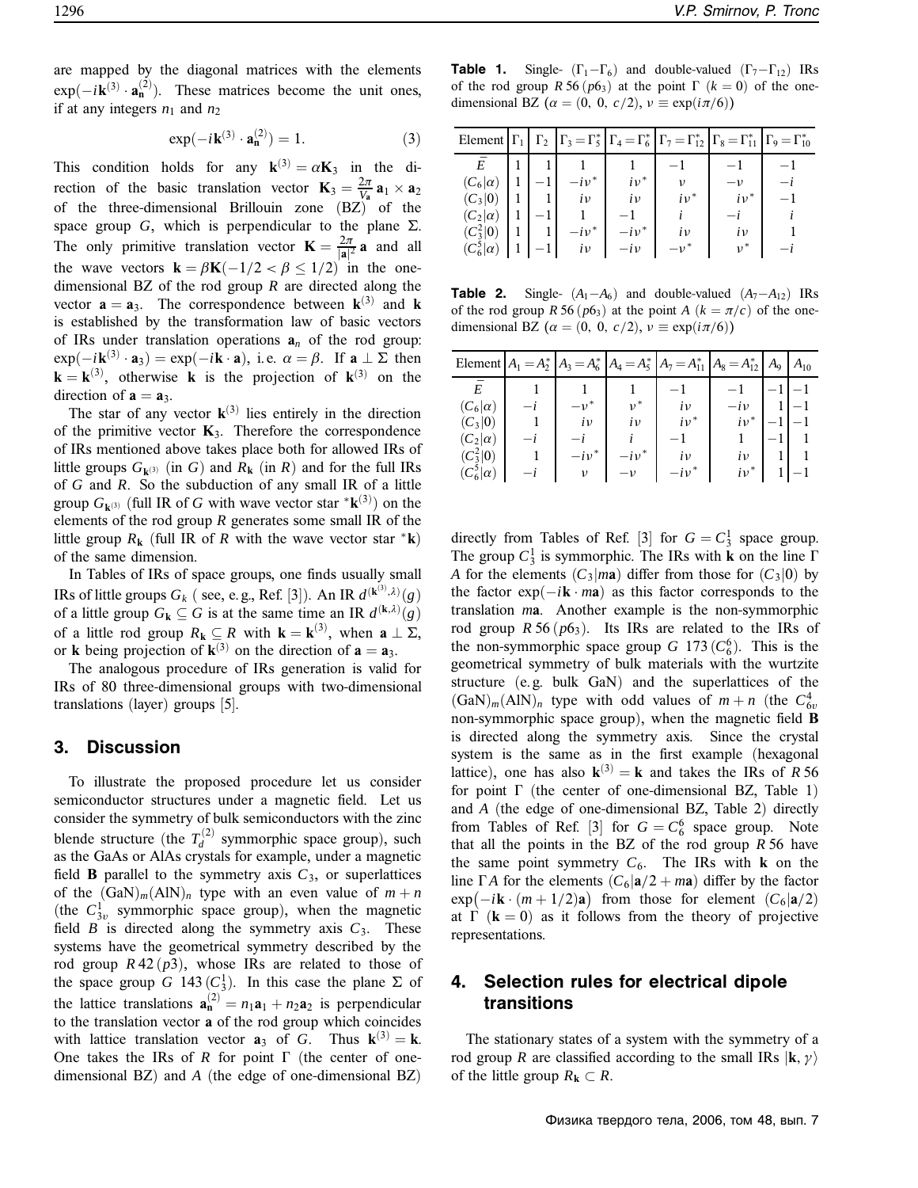are mapped by the diagonal matrices with the elements $\exp(-i\mathbf{k}^{(3)} \cdot \mathbf{a}_{\mathbf{n}}^{(2)})$. These matrices become the unit ones, if at any integers $n_1$ and $n_2$

$$\exp(-i\mathbf{k}^{(3)} \cdot \mathbf{a}_{\mathbf{n}}^{(2)}) = 1. \quad (3)$$

This condition holds for any $\mathbf{k}^{(3)} = \alpha \mathbf{K}_3$ in the direction of the basic translation vector $\mathbf{K}_3 = \frac{2\pi}{V_{\mathbf{a}}} \mathbf{a}_1 \times \mathbf{a}_2$ of the three-dimensional Brillouin zone (BZ) of the space group $G$, which is perpendicular to the plane $\Sigma$. The only primitive translation vector $\mathbf{K} = \frac{2\pi}{|\mathbf{a}|^2} \mathbf{a}$ and all the wave vectors $\mathbf{k} = \beta \mathbf{K} (-1/2 < \beta \leq 1/2)$ in the one-dimensional BZ of the rod group $R$ are directed along the vector $\mathbf{a} = \mathbf{a}_3$. The correspondence between $\mathbf{k}^{(3)}$ and $\mathbf{k}$ is established by the transformation law of basic vectors of IRs under translation operations $\mathbf{a}_n$ of the rod group: $\exp(-i\mathbf{k}^{(3)} \cdot \mathbf{a}_3) = \exp(-i\mathbf{k} \cdot \mathbf{a})$, i.e. $\alpha = \beta$. If $\mathbf{a} \perp \Sigma$ then $\mathbf{k} = \mathbf{k}^{(3)}$, otherwise $\mathbf{k}$ is the projection of $\mathbf{k}^{(3)}$ on the direction of $\mathbf{a} = \mathbf{a}_3$.

The star of any vector $\mathbf{k}^{(3)}$ lies entirely in the direction of the primitive vector $\mathbf{K}_3$. Therefore the correspondence of IRs mentioned above takes place both for allowed IRs of little groups $G_{\mathbf{k}^{(3)}}$ (in $G$) and $R_{\mathbf{k}}$ (in $R$) and for the full IRs of $G$ and $R$. So the subduction of any small IR of a little group $G_{\mathbf{k}^{(3)}}$ (full IR of $G$ with wave vector star ${}^*\mathbf{k}^{(3)}$) on the elements of the rod group $R$ generates some small IR of the little group $R_{\mathbf{k}}$ (full IR of $R$ with the wave vector star ${}^*\mathbf{k}$) of the same dimension.

In Tables of IRs of space groups, one finds usually small IRs of little groups $G_k$ (see, e.g., Ref. [3]). An IR $d^{(\mathbf{k}^{(3)},\lambda)}(g)$ of a little group $G_{\mathbf{k}} \subseteq G$ is at the same time an IR $d^{(\mathbf{k},\lambda)}(g)$ of a little rod group $R_{\mathbf{k}} \subseteq R$ with $\mathbf{k} = \mathbf{k}^{(3)}$, when $\mathbf{a} \perp \Sigma$, or $\mathbf{k}$ being projection of $\mathbf{k}^{(3)}$ on the direction of $\mathbf{a} = \mathbf{a}_3$.

The analogous procedure of IRs generation is valid for IRs of 80 three-dimensional groups with two-dimensional translations (layer) groups [5].

## 3. Discussion

To illustrate the proposed procedure let us consider semiconductor structures under a magnetic field. Let us consider the symmetry of bulk semiconductors with the zinc blende structure (the $T_d^{(2)}$ symmorphic space group), such as the GaAs or AlAs crystals for example, under a magnetic field $\mathbf{B}$ parallel to the symmetry axis $C_3$, or superlattices of the $(\mathrm{GaN})_m(\mathrm{AlN})_n$ type with an even value of $m+n$ (the $C_{3v}^1$ symmorphic space group), when the magnetic field $B$ is directed along the symmetry axis $C_3$. These systems have the geometrical symmetry described by the rod group $R\,42\,(p3)$, whose IRs are related to those of the space group $G\;143\,(C_3^1)$. In this case the plane $\Sigma$ of the lattice translations $\mathbf{a}_{\mathbf{n}}^{(2)} = n_1\mathbf{a}_1 + n_2\mathbf{a}_2$ is perpendicular to the translation vector $\mathbf{a}$ of the rod group which coincides with lattice translation vector $\mathbf{a}_3$ of $G$. Thus $\mathbf{k}^{(3)} = \mathbf{k}$. One takes the IRs of $R$ for point $\Gamma$ (the center of one-dimensional BZ) and $A$ (the edge of one-dimensional BZ) directly from Tables of Ref. [3] for $G = C_3^1$ space group. The group $C_3^1$ is symmorphic. The IRs with $\mathbf{k}$ on the line $\Gamma$ $A$ for the elements $(C_3|m\mathbf{a})$ differ from those for $(C_3|0)$ by the factor $\exp(-i\mathbf{k} \cdot m\mathbf{a})$ as this factor corresponds to the translation $m\mathbf{a}$. Another example is the non-symmorphic rod group $R\,56\,(p6_3)$. Its IRs are related to the IRs of the non-symmorphic space group $G\;173\,(C_6^6)$. This is the geometrical symmetry of bulk materials with the wurtzite structure (e.g. bulk GaN) and the superlattices of the $(\mathrm{GaN})_m(\mathrm{AlN})_n$ type with odd values of $m+n$ (the $C_{6v}^4$ non-symmorphic space group), when the magnetic field $\mathbf{B}$ is directed along the symmetry axis. Since the crystal system is the same as in the first example (hexagonal lattice), one has also $\mathbf{k}^{(3)} = \mathbf{k}$ and takes the IRs of $R\,56$ for point $\Gamma$ (the center of one-dimensional BZ, Table 1) and $A$ (the edge of one-dimensional BZ, Table 2) directly from Tables of Ref. [3] for $G = C_6^6$ space group. Note that all the points in the BZ of the rod group $R\,56$ have the same point symmetry $C_6$. The IRs with $\mathbf{k}$ on the line $\Gamma A$ for the elements $(C_6|\mathbf{a}/2 + m\mathbf{a})$ differ by the factor $\exp\big(-i\mathbf{k} \cdot (m+1/2)\mathbf{a}\big)$ from those for element $(C_6|\mathbf{a}/2)$ at $\Gamma$ ($\mathbf{k}=0$) as it follows from the theory of projective representations.

**Table 1.** Single- ($\Gamma_1$–$\Gamma_6$) and double-valued ($\Gamma_7$–$\Gamma_{12}$) IRs of the rod group $R\,56\,(p6_3)$ at the point $\Gamma$ ($k=0$) of the one-dimensional BZ ($\alpha = (0,\,0,\,c/2)$, $\nu \equiv \exp(i\pi/6)$)

| Element | $\Gamma_1$ | $\Gamma_2$ | $\Gamma_3 = \Gamma_5^*$ | $\Gamma_4 = \Gamma_6^*$ | $\Gamma_7 = \Gamma_{12}^*$ | $\Gamma_8 = \Gamma_{11}^*$ | $\Gamma_9 = \Gamma_{10}^*$ |
|---|---|---|---|---|---|---|---|
| $\bar{E}$ | 1 | 1 | 1 | 1 | $-1$ | $-1$ | $-1$ |
| $(C_6\|\alpha)$ | 1 | $-1$ | $-i\nu^*$ | $i\nu^*$ | $\nu$ | $-\nu$ | $-i$ |
| $(C_3\|0)$ | 1 | 1 | $i\nu$ | $i\nu$ | $i\nu^*$ | $i\nu^*$ | $-1$ |
| $(C_2\|\alpha)$ | 1 | $-1$ | 1 | $-1$ | $i$ | $-i$ | $i$ |
| $(C_3^2\|0)$ | 1 | 1 | $-i\nu^*$ | $-i\nu^*$ | $i\nu$ | $i\nu$ | 1 |
| $(C_6^5\|\alpha)$ | 1 | $-1$ | $i\nu$ | $-i\nu$ | $-\nu^*$ | $\nu^*$ | $-i$ |

**Table 2.** Single- ($A_1$–$A_6$) and double-valued ($A_7$–$A_{12}$) IRs of the rod group $R\,56\,(p6_3)$ at the point $A$ ($k=\pi/c$) of the one-dimensional BZ ($\alpha = (0,\,0,\,c/2)$, $\nu \equiv \exp(i\pi/6)$)

| Element | $A_1 = A_2^*$ | $A_3 = A_6^*$ | $A_4 = A_5^*$ | $A_7 = A_{11}^*$ | $A_8 = A_{12}^*$ | $A_9$ | $A_{10}$ |
|---|---|---|---|---|---|---|---|
| $\bar{E}$ | 1 | 1 | 1 | $-1$ | $-1$ | $-1$ | $-1$ |
| $(C_6\|\alpha)$ | $-i$ | $-\nu^*$ | $\nu^*$ | $i\nu$ | $-i\nu$ | 1 | $-1$ |
| $(C_3\|0)$ | 1 | $i\nu$ | $i\nu$ | $i\nu^*$ | $i\nu^*$ | $-1$ | $-1$ |
| $(C_2\|\alpha)$ | $-i$ | $-i$ | $i$ | $-1$ | 1 | $-1$ | 1 |
| $(C_3^2\|0)$ | 1 | $-i\nu^*$ | $-i\nu^*$ | $i\nu$ | $i\nu$ | 1 | 1 |
| $(C_6^5\|\alpha)$ | $-i$ | $\nu$ | $-\nu$ | $-i\nu^*$ | $i\nu^*$ | 1 | $-1$ |

## 4. Selection rules for electrical dipole transitions

The stationary states of a system with the symmetry of a rod group $R$ are classified according to the small IRs $|\mathbf{k}, \gamma\rangle$ of the little group $R_{\mathbf{k}} \subset R$.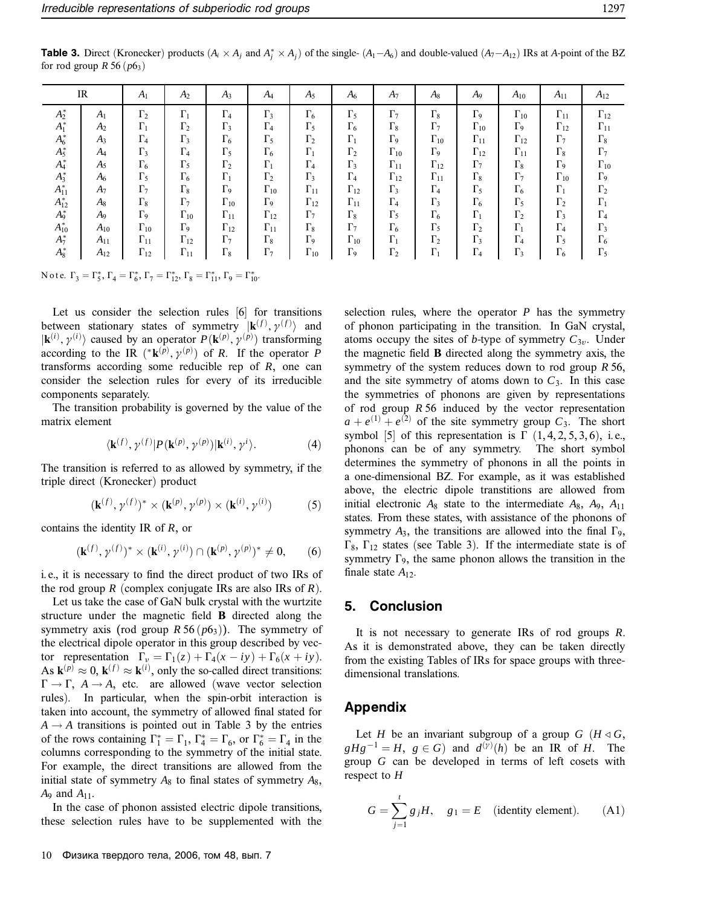**Table 3.** Direct (Kronecker) products ($A_i \times A_j$ and $A_j^* \times A_j$) of the single- ($A_1$–$A_6$) and double-valued ($A_7$–$A_{12}$) IRs at $A$-point of the BZ for rod group $R\,56$ ($p6_3$)

| IR | | $A_1$ | $A_2$ | $A_3$ | $A_4$ | $A_5$ | $A_6$ | $A_7$ | $A_8$ | $A_9$ | $A_{10}$ | $A_{11}$ | $A_{12}$ |
|---|---|---|---|---|---|---|---|---|---|---|---|---|---|
| $A_2^*$ | $A_1$ | $\Gamma_2$ | $\Gamma_1$ | $\Gamma_4$ | $\Gamma_3$ | $\Gamma_6$ | $\Gamma_5$ | $\Gamma_7$ | $\Gamma_8$ | $\Gamma_9$ | $\Gamma_{10}$ | $\Gamma_{11}$ | $\Gamma_{12}$ |
| $A_1^*$ | $A_2$ | $\Gamma_1$ | $\Gamma_2$ | $\Gamma_3$ | $\Gamma_4$ | $\Gamma_5$ | $\Gamma_6$ | $\Gamma_8$ | $\Gamma_7$ | $\Gamma_{10}$ | $\Gamma_9$ | $\Gamma_{12}$ | $\Gamma_{11}$ |
| $A_6^*$ | $A_3$ | $\Gamma_4$ | $\Gamma_3$ | $\Gamma_6$ | $\Gamma_5$ | $\Gamma_2$ | $\Gamma_1$ | $\Gamma_9$ | $\Gamma_{10}$ | $\Gamma_{11}$ | $\Gamma_{12}$ | $\Gamma_7$ | $\Gamma_8$ |
| $A_5^*$ | $A_4$ | $\Gamma_3$ | $\Gamma_4$ | $\Gamma_5$ | $\Gamma_6$ | $\Gamma_1$ | $\Gamma_2$ | $\Gamma_{10}$ | $\Gamma_9$ | $\Gamma_{12}$ | $\Gamma_{11}$ | $\Gamma_8$ | $\Gamma_7$ |
| $A_4^*$ | $A_5$ | $\Gamma_6$ | $\Gamma_5$ | $\Gamma_2$ | $\Gamma_1$ | $\Gamma_4$ | $\Gamma_3$ | $\Gamma_{11}$ | $\Gamma_{12}$ | $\Gamma_7$ | $\Gamma_8$ | $\Gamma_9$ | $\Gamma_{10}$ |
| $A_3^*$ | $A_6$ | $\Gamma_5$ | $\Gamma_6$ | $\Gamma_1$ | $\Gamma_2$ | $\Gamma_3$ | $\Gamma_4$ | $\Gamma_{12}$ | $\Gamma_{11}$ | $\Gamma_8$ | $\Gamma_7$ | $\Gamma_{10}$ | $\Gamma_9$ |
| $A_{11}^*$ | $A_7$ | $\Gamma_7$ | $\Gamma_8$ | $\Gamma_9$ | $\Gamma_{10}$ | $\Gamma_{11}$ | $\Gamma_{12}$ | $\Gamma_3$ | $\Gamma_4$ | $\Gamma_5$ | $\Gamma_6$ | $\Gamma_1$ | $\Gamma_2$ |
| $A_{12}^*$ | $A_8$ | $\Gamma_8$ | $\Gamma_7$ | $\Gamma_{10}$ | $\Gamma_9$ | $\Gamma_{12}$ | $\Gamma_{11}$ | $\Gamma_4$ | $\Gamma_3$ | $\Gamma_6$ | $\Gamma_5$ | $\Gamma_2$ | $\Gamma_1$ |
| $A_9^*$ | $A_9$ | $\Gamma_9$ | $\Gamma_{10}$ | $\Gamma_{11}$ | $\Gamma_{12}$ | $\Gamma_7$ | $\Gamma_8$ | $\Gamma_5$ | $\Gamma_6$ | $\Gamma_1$ | $\Gamma_2$ | $\Gamma_3$ | $\Gamma_4$ |
| $A_{10}^*$ | $A_{10}$ | $\Gamma_{10}$ | $\Gamma_9$ | $\Gamma_{12}$ | $\Gamma_{11}$ | $\Gamma_8$ | $\Gamma_7$ | $\Gamma_6$ | $\Gamma_5$ | $\Gamma_2$ | $\Gamma_1$ | $\Gamma_4$ | $\Gamma_3$ |
| $A_7^*$ | $A_{11}$ | $\Gamma_{11}$ | $\Gamma_{12}$ | $\Gamma_7$ | $\Gamma_8$ | $\Gamma_9$ | $\Gamma_{10}$ | $\Gamma_1$ | $\Gamma_2$ | $\Gamma_3$ | $\Gamma_4$ | $\Gamma_5$ | $\Gamma_6$ |
| $A_8^*$ | $A_{12}$ | $\Gamma_{12}$ | $\Gamma_{11}$ | $\Gamma_8$ | $\Gamma_7$ | $\Gamma_{10}$ | $\Gamma_9$ | $\Gamma_2$ | $\Gamma_1$ | $\Gamma_4$ | $\Gamma_3$ | $\Gamma_6$ | $\Gamma_5$ |

Note. $\Gamma_3 = \Gamma_5^*$, $\Gamma_4 = \Gamma_6^*$, $\Gamma_7 = \Gamma_{12}^*$, $\Gamma_8 = \Gamma_{11}^*$, $\Gamma_9 = \Gamma_{10}^*$.

Let us consider the selection rules [6] for transitions between stationary states of symmetry $|\mathbf{k}^{(f)}, \gamma^{(f)}\rangle$ and $|\mathbf{k}^{(i)}, \gamma^{(i)}\rangle$ caused by an operator $P(\mathbf{k}^{(p)}, \gamma^{(p)})$ transforming according to the IR $({}^*\mathbf{k}^{(p)}, \gamma^{(p)})$ of $R$. If the operator $P$ transforms according some reducible rep of $R$, one can consider the selection rules for every of its irreducible components separately.

The transition probability is governed by the value of the matrix element

$$\langle \mathbf{k}^{(f)}, \gamma^{(f)} | P(\mathbf{k}^{(p)}, \gamma^{(p)}) | \mathbf{k}^{(i)}, \gamma^{i} \rangle. \tag{4}$$

The transition is referred to as allowed by symmetry, if the triple direct (Kronecker) product

$$(\mathbf{k}^{(f)}, \gamma^{(f)})^* \times (\mathbf{k}^{(p)}, \gamma^{(p)}) \times (\mathbf{k}^{(i)}, \gamma^{(i)}) \tag{5}$$

contains the identity IR of $R$, or

$$(\mathbf{k}^{(f)}, \gamma^{(f)})^* \times (\mathbf{k}^{(i)}, \gamma^{(i)}) \cap (\mathbf{k}^{(p)}, \gamma^{(p)})^* \neq 0, \tag{6}$$

i.e., it is necessary to find the direct product of two IRs of the rod group $R$ (complex conjugate IRs are also IRs of $R$).

Let us take the case of GaN bulk crystal with the wurtzite structure under the magnetic field **B** directed along the symmetry axis (rod group $R\,56$ ($p6_3$)). The symmetry of the electrical dipole operator in this group described by vector representation $\Gamma_v = \Gamma_1(z) + \Gamma_4(x - iy) + \Gamma_6(x + iy)$. As $\mathbf{k}^{(p)} \approx 0$, $\mathbf{k}^{(f)} \approx \mathbf{k}^{(i)}$, only the so-called direct transitions: $\Gamma \to \Gamma$, $A \to A$, etc. are allowed (wave vector selection rules). In particular, when the spin-orbit interaction is taken into account, the symmetry of allowed final stated for $A \to A$ transitions is pointed out in Table 3 by the entries of the rows containing $\Gamma_1^* = \Gamma_1$, $\Gamma_4^* = \Gamma_6$, or $\Gamma_6^* = \Gamma_4$ in the columns corresponding to the symmetry of the initial state. For example, the direct transitions are allowed from the initial state of symmetry $A_8$ to final states of symmetry $A_8$, $A_9$ and $A_{11}$.

In the case of phonon assisted electric dipole transitions, these selection rules have to be supplemented with the selection rules, where the operator $P$ has the symmetry of phonon participating in the transition. In GaN crystal, atoms occupy the sites of $b$-type of symmetry $C_{3v}$. Under the magnetic field **B** directed along the symmetry axis, the symmetry of the system reduces down to rod group $R\,56$, and the site symmetry of atoms down to $C_3$. In this case the symmetries of phonons are given by representations of rod group $R\,56$ induced by the vector representation $a + e^{(1)} + e^{(2)}$ of the site symmetry group $C_3$. The short symbol [5] of this representation is $\Gamma$ $(1, 4, 2, 5, 3, 6)$, i.e., phonons can be of any symmetry. The short symbol determines the symmetry of phonons in all the points in a one-dimensional BZ. For example, as it was established above, the electric dipole transtitions are allowed from initial electronic $A_8$ state to the intermediate $A_8$, $A_9$, $A_{11}$ states. From these states, with assistance of the phonons of symmetry $A_3$, the transitions are allowed into the final $\Gamma_9$, $\Gamma_8$, $\Gamma_{12}$ states (see Table 3). If the intermediate state is of symmetry $\Gamma_9$, the same phonon allows the transition in the finale state $A_{12}$.

## 5. Conclusion

It is not necessary to generate IRs of rod groups $R$. As it is demonstrated above, they can be taken directly from the existing Tables of IRs for space groups with three-dimensional translations.

## Appendix

Let $H$ be an invariant subgroup of a group $G$ ($H \lhd G$, $gHg^{-1} = H$, $g \in G$) and $d^{(\gamma)}(h)$ be an IR of $H$. The group $G$ can be developed in terms of left cosets with respect to $H$

$$G = \sum_{j=1}^{t} g_j H, \quad g_1 = E \quad \text{(identity element)}. \tag{A1}$$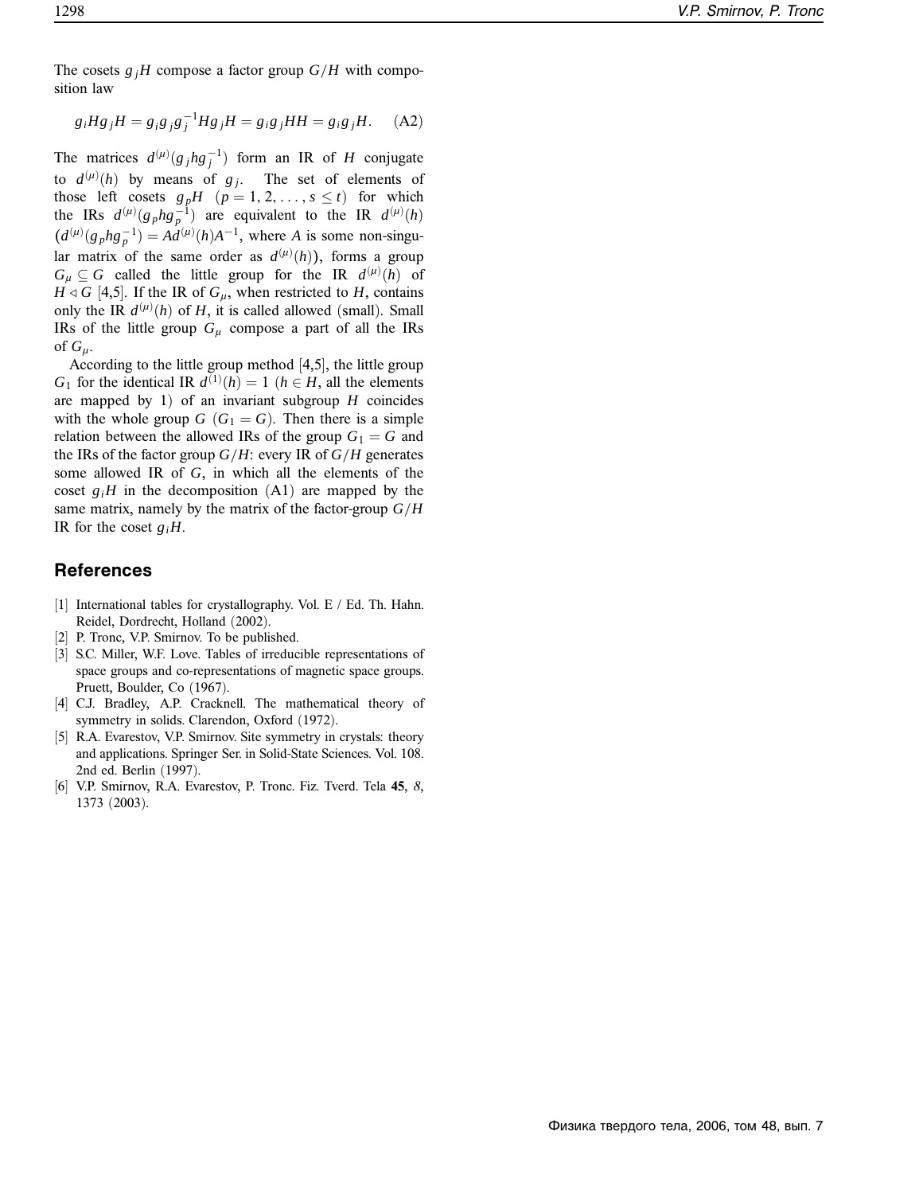The cosets $g_j H$ compose a factor group $G/H$ with composition law

$$g_i H g_j H = g_i g_j g_j^{-1} H g_j H = g_i g_j H H = g_i g_j H. \quad \text{(A2)}$$

The matrices $d^{(\mu)}(g_j h g_j^{-1})$ form an IR of $H$ conjugate to $d^{(\mu)}(h)$ by means of $g_j$. The set of elements of those left cosets $g_p H$ $(p = 1, 2, \ldots, s \le t)$ for which the IRs $d^{(\mu)}(g_p h g_p^{-1})$ are equivalent to the IR $d^{(\mu)}(h)$ $(d^{(\mu)}(g_p h g_p^{-1}) = A d^{(\mu)}(h) A^{-1}$, where $A$ is some non-singular matrix of the same order as $d^{(\mu)}(h))$, forms a group $G_\mu \subseteq G$ called the little group for the IR $d^{(\mu)}(h)$ of $H \triangleleft G$ [4,5]. If the IR of $G_\mu$, when restricted to $H$, contains only the IR $d^{(\mu)}(h)$ of $H$, it is called allowed (small). Small IRs of the little group $G_\mu$ compose a part of all the IRs of $G_\mu$.

According to the little group method [4,5], the little group $G_1$ for the identical IR $d^{(1)}(h) = 1$ $(h \in H$, all the elements are mapped by 1) of an invariant subgroup $H$ coincides with the whole group $G$ $(G_1 = G)$. Then there is a simple relation between the allowed IRs of the group $G_1 = G$ and the IRs of the factor group $G/H$: every IR of $G/H$ generates some allowed IR of $G$, in which all the elements of the coset $g_i H$ in the decomposition (A1) are mapped by the same matrix, namely by the matrix of the factor-group $G/H$ IR for the coset $g_i H$.

## References

[1] International tables for crystallography. Vol. E / Ed. Th. Hahn. Reidel, Dordrecht, Holland (2002).

[2] P. Tronc, V.P. Smirnov. To be published.

[3] S.C. Miller, W.F. Love. Tables of irreducible representations of space groups and co-representations of magnetic space groups. Pruett, Boulder, Co (1967).

[4] C.J. Bradley, A.P. Cracknell. The mathematical theory of symmetry in solids. Clarendon, Oxford (1972).

[5] R.A. Evarestov, V.P. Smirnov. Site symmetry in crystals: theory and applications. Springer Ser. in Solid-State Sciences. Vol. 108. 2nd ed. Berlin (1997).

[6] V.P. Smirnov, R.A. Evarestov, P. Tronc. Fiz. Tverd. Tela **45**, *8*, 1373 (2003).